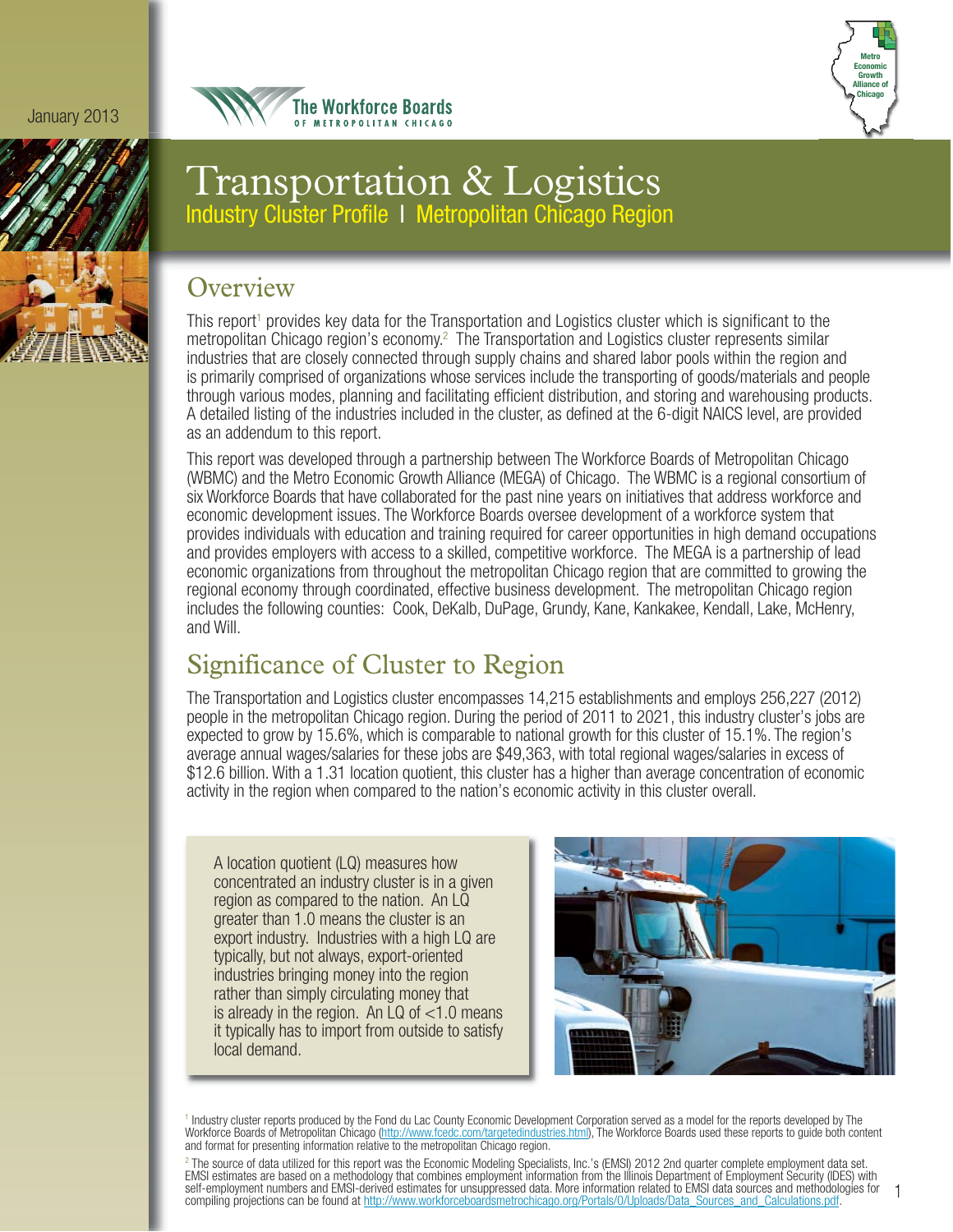January 2013

The Workforce Boards OF METROPOLITAN CHICAGO

Metro Economic Growth Alliance of Chicago

# Transportation & Logistics

## Industry Cluster Profile | Metropolitan Chicago Region

## Overview

This report[1] provides key data for the Transportation and Logistics cluster which is significant to the metropolitan Chicago region's economy.[2] The Transportation and Logistics cluster represents similar industries that are closely connected through supply chains and shared labor pools within the region and is primarily comprised of organizations whose services include the transporting of goods/materials and people through various modes, planning and facilitating efficient distribution, and storing and warehousing products. A detailed listing of the industries included in the cluster, as defined at the 6-digit NAICS level, are provided as an addendum to this report.

This report was developed through a partnership between The Workforce Boards of Metropolitan Chicago (WBMC) and the Metro Economic Growth Alliance (MEGA) of Chicago. The WBMC is a regional consortium of six Workforce Boards that have collaborated for the past nine years on initiatives that address workforce and economic development issues. The Workforce Boards oversee development of a workforce system that provides individuals with education and training required for career opportunities in high demand occupations and provides employers with access to a skilled, competitive workforce. The MEGA is a partnership of lead economic organizations from throughout the metropolitan Chicago region that are committed to growing the regional economy through coordinated, effective business development. The metropolitan Chicago region includes the following counties: Cook, DeKalb, DuPage, Grundy, Kane, Kankakee, Kendall, Lake, McHenry, and Will.

## Significance of Cluster to Region

The Transportation and Logistics cluster encompasses 14,215 establishments and employs 256,227 (2012) people in the metropolitan Chicago region. During the period of 2011 to 2021, this industry cluster's jobs are expected to grow by 15.6%, which is comparable to national growth for this cluster of 15.1%. The region's average annual wages/salaries for these jobs are $49,363, with total regional wages/salaries in excess of $12.6 billion. With a 1.31 location quotient, this cluster has a higher than average concentration of economic activity in the region when compared to the nation's economic activity in this cluster overall.

A location quotient (LQ) measures how concentrated an industry cluster is in a given region as compared to the nation. An LQ greater than 1.0 means the cluster is an export industry. Industries with a high LQ are typically, but not always, export-oriented industries bringing money into the region rather than simply circulating money that is already in the region. An LQ of <1.0 means it typically has to import from outside to satisfy local demand.

[1] Industry cluster reports produced by the Fond du Lac County Economic Development Corporation served as a model for the reports developed by The Workforce Boards of Metropolitan Chicago (http://www.fcedc.com/targetedindustries.html), The Workforce Boards used these reports to guide both content and format for presenting information relative to the metropolitan Chicago region.

[2] The source of data utilized for this report was the Economic Modeling Specialists, Inc.'s (EMSI) 2012 2nd quarter complete employment data set. EMSI estimates are based on a methodology that combines employment information from the Illinois Department of Employment Security (IDES) with self-employment numbers and EMSI-derived estimates for unsuppressed data. More information related to EMSI data sources and methodologies for compiling projections can be found at http://www.workforceboardsmetrochicago.org/Portals/0/Uploads/Data_Sources_and_Calculations.pdf.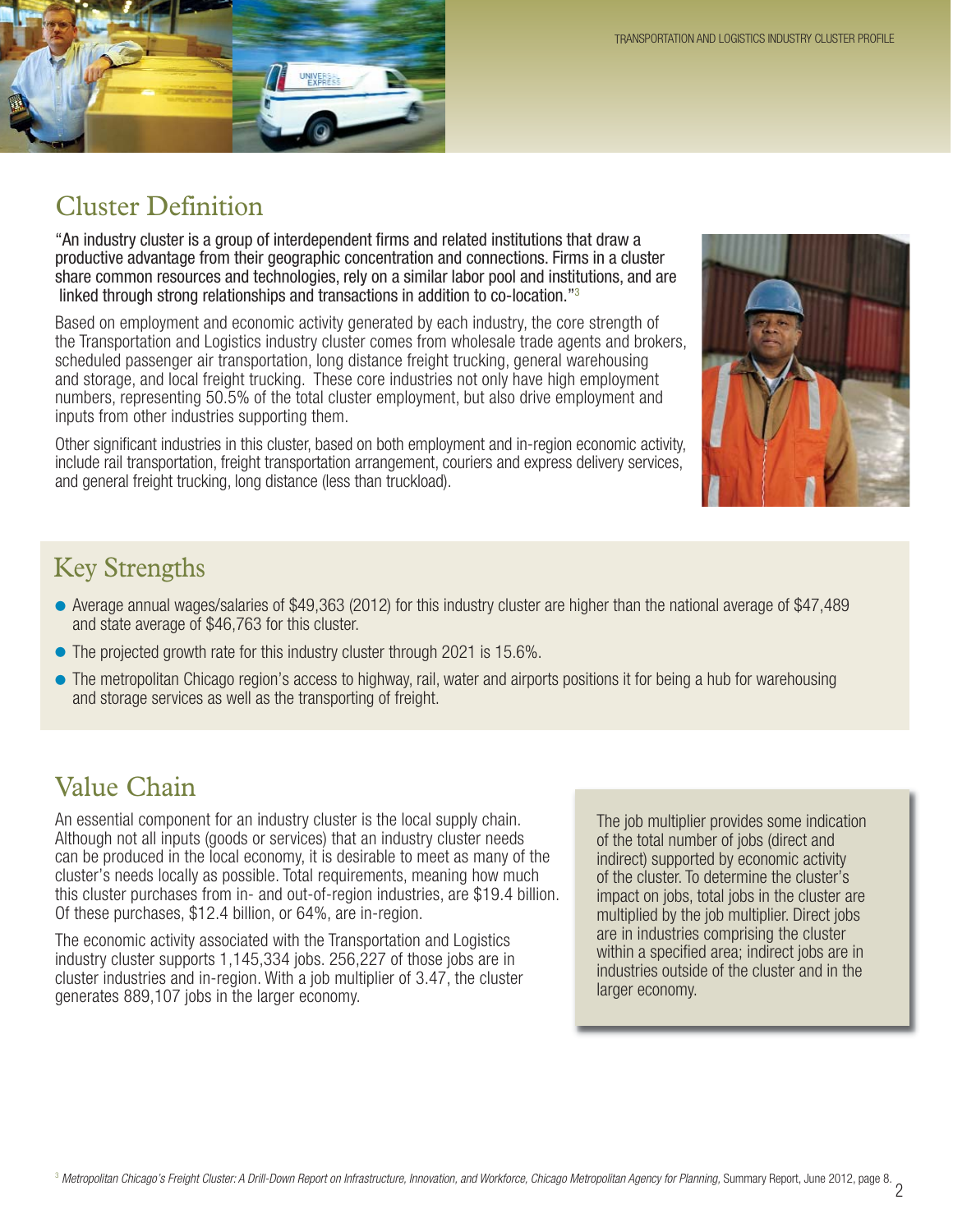## Cluster Definition

"An industry cluster is a group of interdependent firms and related institutions that draw a productive advantage from their geographic concentration and connections. Firms in a cluster share common resources and technologies, rely on a similar labor pool and institutions, and are linked through strong relationships and transactions in addition to co-location."[3]

Based on employment and economic activity generated by each industry, the core strength of the Transportation and Logistics industry cluster comes from wholesale trade agents and brokers, scheduled passenger air transportation, long distance freight trucking, general warehousing and storage, and local freight trucking. These core industries not only have high employment numbers, representing 50.5% of the total cluster employment, but also drive employment and inputs from other industries supporting them.

Other significant industries in this cluster, based on both employment and in-region economic activity, include rail transportation, freight transportation arrangement, couriers and express delivery services, and general freight trucking, long distance (less than truckload).

## Key Strengths

- Average annual wages/salaries of $49,363 (2012) for this industry cluster are higher than the national average of $47,489 and state average of $46,763 for this cluster.
- The projected growth rate for this industry cluster through 2021 is 15.6%.
- The metropolitan Chicago region's access to highway, rail, water and airports positions it for being a hub for warehousing and storage services as well as the transporting of freight.

## Value Chain

An essential component for an industry cluster is the local supply chain. Although not all inputs (goods or services) that an industry cluster needs can be produced in the local economy, it is desirable to meet as many of the cluster's needs locally as possible. Total requirements, meaning how much this cluster purchases from in- and out-of-region industries, are $19.4 billion. Of these purchases, $12.4 billion, or 64%, are in-region.

The economic activity associated with the Transportation and Logistics industry cluster supports 1,145,334 jobs. 256,227 of those jobs are in cluster industries and in-region. With a job multiplier of 3.47, the cluster generates 889,107 jobs in the larger economy.

The job multiplier provides some indication of the total number of jobs (direct and indirect) supported by economic activity of the cluster. To determine the cluster's impact on jobs, total jobs in the cluster are multiplied by the job multiplier. Direct jobs are in industries comprising the cluster within a specified area; indirect jobs are in industries outside of the cluster and in the larger economy.

[3] *Metropolitan Chicago's Freight Cluster: A Drill-Down Report on Infrastructure, Innovation, and Workforce, Chicago Metropolitan Agency for Planning,* Summary Report, June 2012, page 8.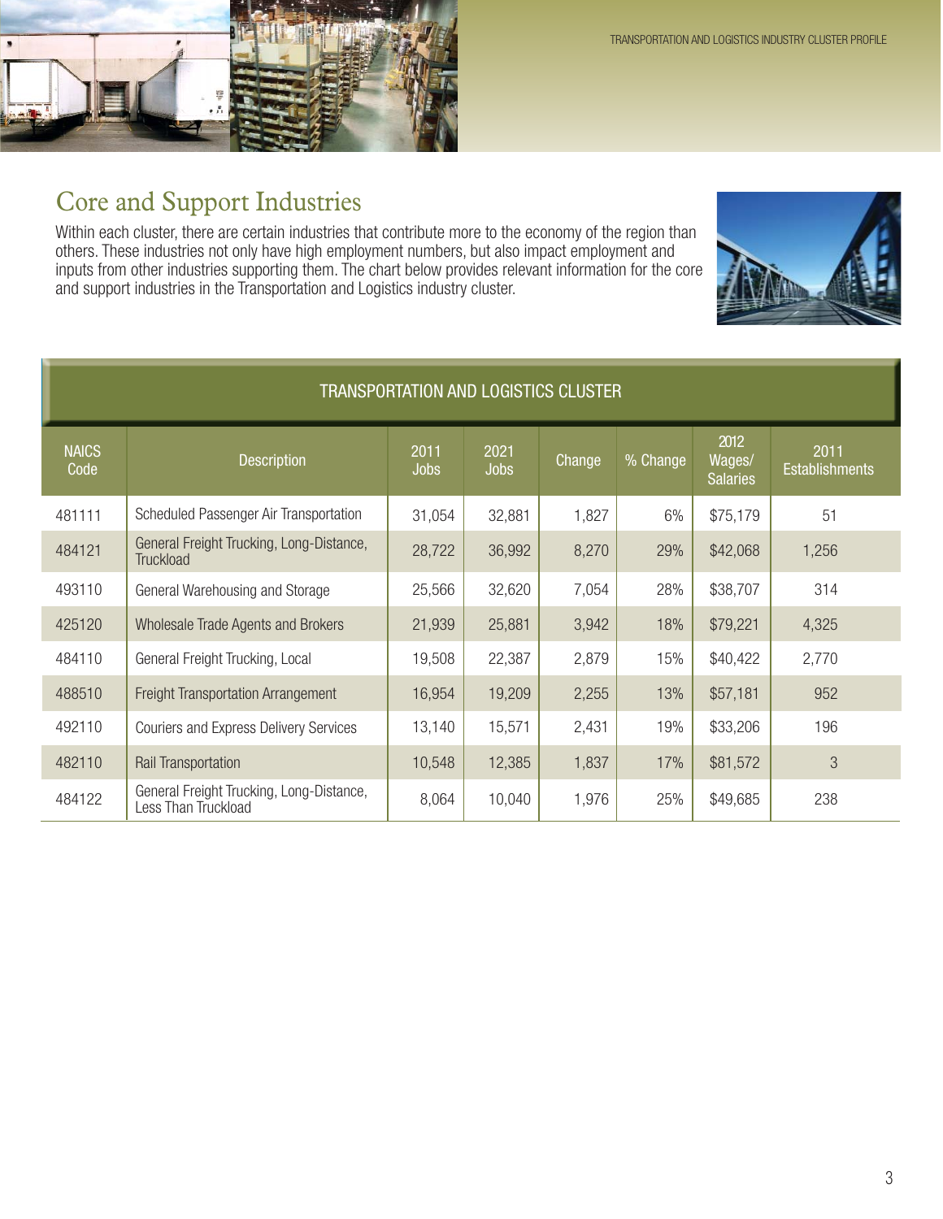## Core and Support Industries

Within each cluster, there are certain industries that contribute more to the economy of the region than others. These industries not only have high employment numbers, but also impact employment and inputs from other industries supporting them. The chart below provides relevant information for the core and support industries in the Transportation and Logistics industry cluster.

| TRANSPORTATION AND LOGISTICS CLUSTER | | | | | | | |
|---|---|---|---|---|---|---|---|
| NAICS Code | Description | 2011 Jobs | 2021 Jobs | Change | % Change | 2012 Wages/ Salaries | 2011 Establishments |
| 481111 | Scheduled Passenger Air Transportation | 31,054 | 32,881 | 1,827 | 6% | $75,179 | 51 |
| 484121 | General Freight Trucking, Long-Distance, Truckload | 28,722 | 36,992 | 8,270 | 29% | $42,068 | 1,256 |
| 493110 | General Warehousing and Storage | 25,566 | 32,620 | 7,054 | 28% | $38,707 | 314 |
| 425120 | Wholesale Trade Agents and Brokers | 21,939 | 25,881 | 3,942 | 18% | $79,221 | 4,325 |
| 484110 | General Freight Trucking, Local | 19,508 | 22,387 | 2,879 | 15% | $40,422 | 2,770 |
| 488510 | Freight Transportation Arrangement | 16,954 | 19,209 | 2,255 | 13% | $57,181 | 952 |
| 492110 | Couriers and Express Delivery Services | 13,140 | 15,571 | 2,431 | 19% | $33,206 | 196 |
| 482110 | Rail Transportation | 10,548 | 12,385 | 1,837 | 17% | $81,572 | 3 |
| 484122 | General Freight Trucking, Long-Distance, Less Than Truckload | 8,064 | 10,040 | 1,976 | 25% | $49,685 | 238 |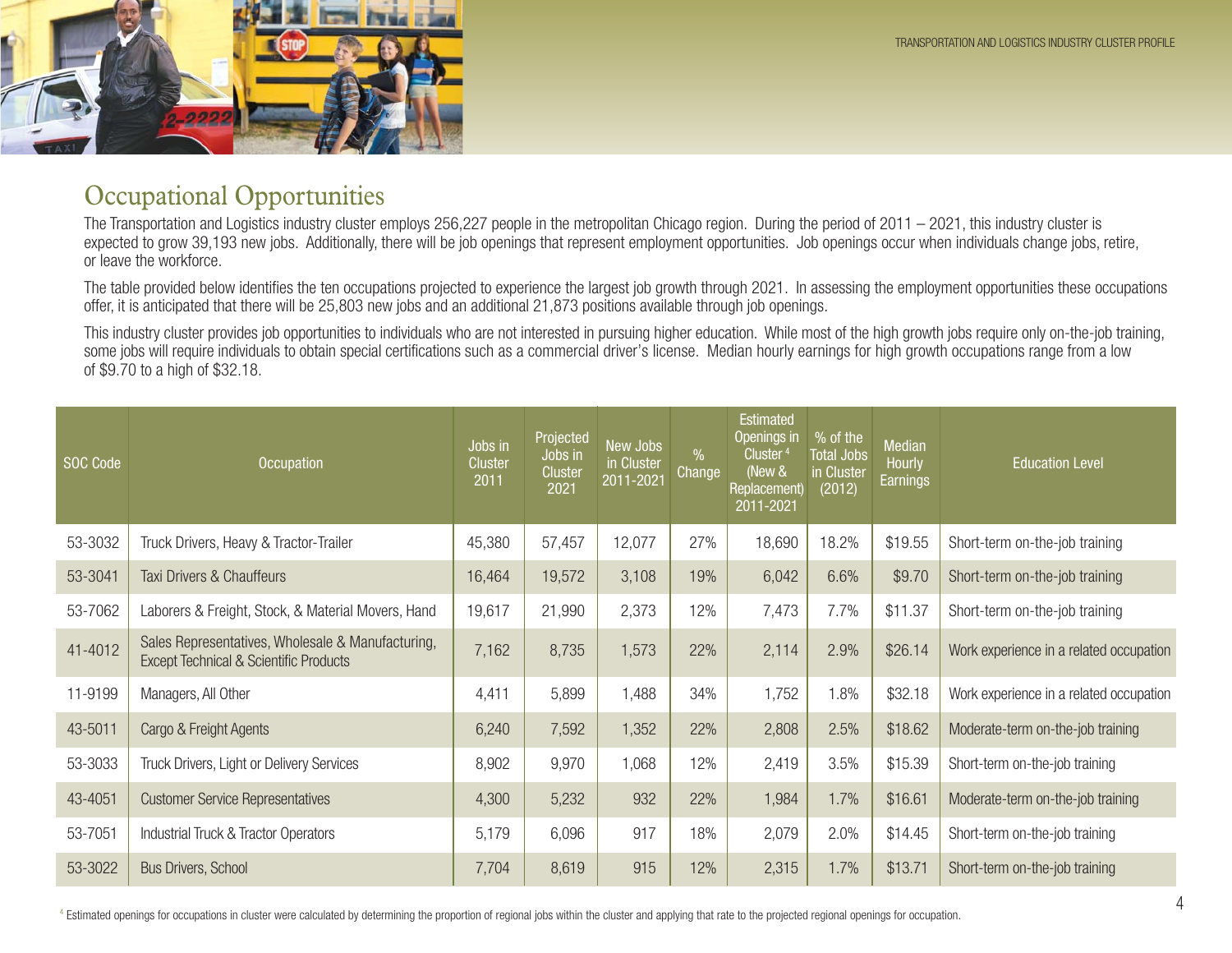## Occupational Opportunities

The Transportation and Logistics industry cluster employs 256,227 people in the metropolitan Chicago region. During the period of 2011 – 2021, this industry cluster is expected to grow 39,193 new jobs. Additionally, there will be job openings that represent employment opportunities. Job openings occur when individuals change jobs, retire, or leave the workforce.

The table provided below identifies the ten occupations projected to experience the largest job growth through 2021. In assessing the employment opportunities these occupations offer, it is anticipated that there will be 25,803 new jobs and an additional 21,873 positions available through job openings.

This industry cluster provides job opportunities to individuals who are not interested in pursuing higher education. While most of the high growth jobs require only on-the-job training, some jobs will require individuals to obtain special certifications such as a commercial driver's license. Median hourly earnings for high growth occupations range from a low of $9.70 to a high of $32.18.

| SOC Code | Occupation | Jobs in Cluster 2011 | Projected Jobs in Cluster 2021 | New Jobs in Cluster 2011-2021 | % Change | Estimated Openings in Cluster [4] (New & Replacement) 2011-2021 | % of the Total Jobs in Cluster (2012) | Median Hourly Earnings | Education Level |
|---|---|---|---|---|---|---|---|---|---|
| 53-3032 | Truck Drivers, Heavy & Tractor-Trailer | 45,380 | 57,457 | 12,077 | 27% | 18,690 | 18.2% | $19.55 | Short-term on-the-job training |
| 53-3041 | Taxi Drivers & Chauffeurs | 16,464 | 19,572 | 3,108 | 19% | 6,042 | 6.6% | $9.70 | Short-term on-the-job training |
| 53-7062 | Laborers & Freight, Stock, & Material Movers, Hand | 19,617 | 21,990 | 2,373 | 12% | 7,473 | 7.7% | $11.37 | Short-term on-the-job training |
| 41-4012 | Sales Representatives, Wholesale & Manufacturing, Except Technical & Scientific Products | 7,162 | 8,735 | 1,573 | 22% | 2,114 | 2.9% | $26.14 | Work experience in a related occupation |
| 11-9199 | Managers, All Other | 4,411 | 5,899 | 1,488 | 34% | 1,752 | 1.8% | $32.18 | Work experience in a related occupation |
| 43-5011 | Cargo & Freight Agents | 6,240 | 7,592 | 1,352 | 22% | 2,808 | 2.5% | $18.62 | Moderate-term on-the-job training |
| 53-3033 | Truck Drivers, Light or Delivery Services | 8,902 | 9,970 | 1,068 | 12% | 2,419 | 3.5% | $15.39 | Short-term on-the-job training |
| 43-4051 | Customer Service Representatives | 4,300 | 5,232 | 932 | 22% | 1,984 | 1.7% | $16.61 | Moderate-term on-the-job training |
| 53-7051 | Industrial Truck & Tractor Operators | 5,179 | 6,096 | 917 | 18% | 2,079 | 2.0% | $14.45 | Short-term on-the-job training |
| 53-3022 | Bus Drivers, School | 7,704 | 8,619 | 915 | 12% | 2,315 | 1.7% | $13.71 | Short-term on-the-job training |

[4] Estimated openings for occupations in cluster were calculated by determining the proportion of regional jobs within the cluster and applying that rate to the projected regional openings for occupation.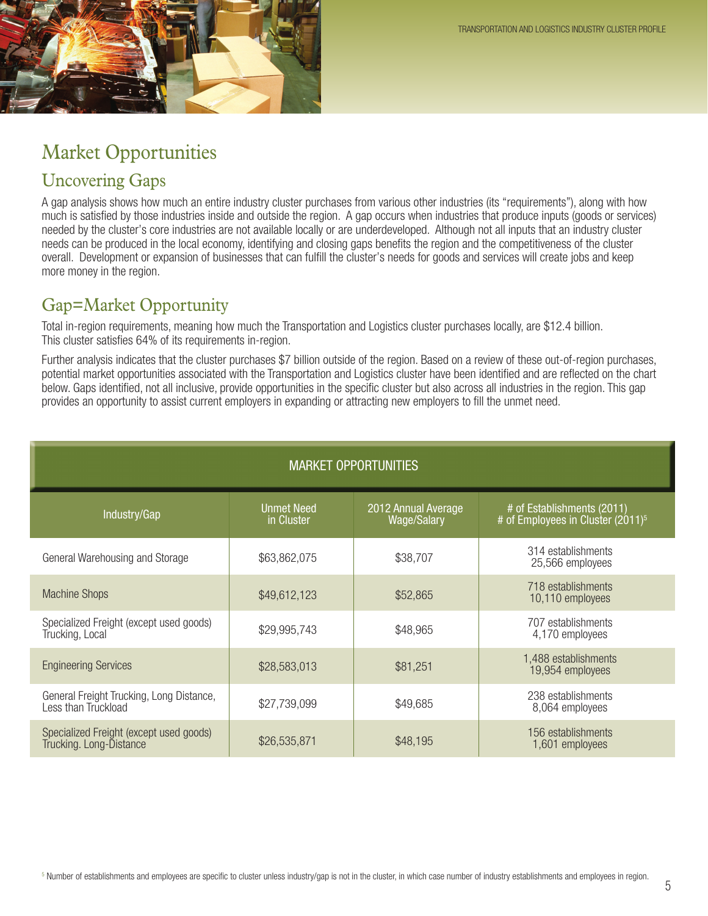# Market Opportunities

## Uncovering Gaps

A gap analysis shows how much an entire industry cluster purchases from various other industries (its "requirements"), along with how much is satisfied by those industries inside and outside the region. A gap occurs when industries that produce inputs (goods or services) needed by the cluster's core industries are not available locally or are underdeveloped. Although not all inputs that an industry cluster needs can be produced in the local economy, identifying and closing gaps benefits the region and the competitiveness of the cluster overall. Development or expansion of businesses that can fulfill the cluster's needs for goods and services will create jobs and keep more money in the region.

## Gap=Market Opportunity

Total in-region requirements, meaning how much the Transportation and Logistics cluster purchases locally, are $12.4 billion. This cluster satisfies 64% of its requirements in-region.

Further analysis indicates that the cluster purchases $7 billion outside of the region. Based on a review of these out-of-region purchases, potential market opportunities associated with the Transportation and Logistics cluster have been identified and are reflected on the chart below. Gaps identified, not all inclusive, provide opportunities in the specific cluster but also across all industries in the region. This gap provides an opportunity to assist current employers in expanding or attracting new employers to fill the unmet need.

| MARKET OPPORTUNITIES | | | |
|---|---|---|---|
| Industry/Gap | Unmet Need in Cluster | 2012 Annual Average Wage/Salary | # of Establishments (2011) # of Employees in Cluster (2011)[5] |
| General Warehousing and Storage | $63,862,075 | $38,707 | 314 establishments 25,566 employees |
| Machine Shops | $49,612,123 | $52,865 | 718 establishments 10,110 employees |
| Specialized Freight (except used goods) Trucking, Local | $29,995,743 | $48,965 | 707 establishments 4,170 employees |
| Engineering Services | $28,583,013 | $81,251 | 1,488 establishments 19,954 employees |
| General Freight Trucking, Long Distance, Less than Truckload | $27,739,099 | $49,685 | 238 establishments 8,064 employees |
| Specialized Freight (except used goods) Trucking. Long-Distance | $26,535,871 | $48,195 | 156 establishments 1,601 employees |

[5] Number of establishments and employees are specific to cluster unless industry/gap is not in the cluster, in which case number of industry establishments and employees in region.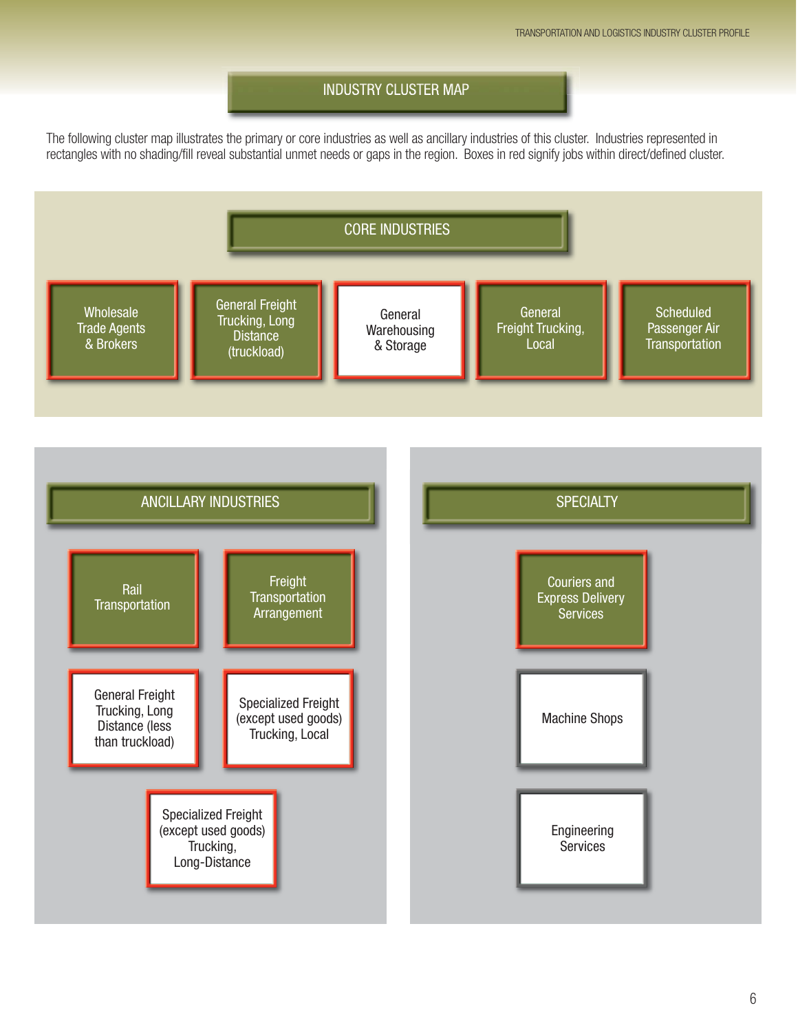## INDUSTRY CLUSTER MAP

The following cluster map illustrates the primary or core industries as well as ancillary industries of this cluster. Industries represented in rectangles with no shading/fill reveal substantial unmet needs or gaps in the region. Boxes in red signify jobs within direct/defined cluster.

### CORE INDUSTRIES

- Wholesale Trade Agents & Brokers
- General Freight Trucking, Long Distance (truckload)
- General Warehousing & Storage
- General Freight Trucking, Local
- Scheduled Passenger Air Transportation

### ANCILLARY INDUSTRIES

- Rail Transportation
- Freight Transportation Arrangement
- General Freight Trucking, Long Distance (less than truckload)
- Specialized Freight (except used goods) Trucking, Local
- Specialized Freight (except used goods) Trucking, Long-Distance

### SPECIALTY

- Couriers and Express Delivery Services
- Machine Shops
- Engineering Services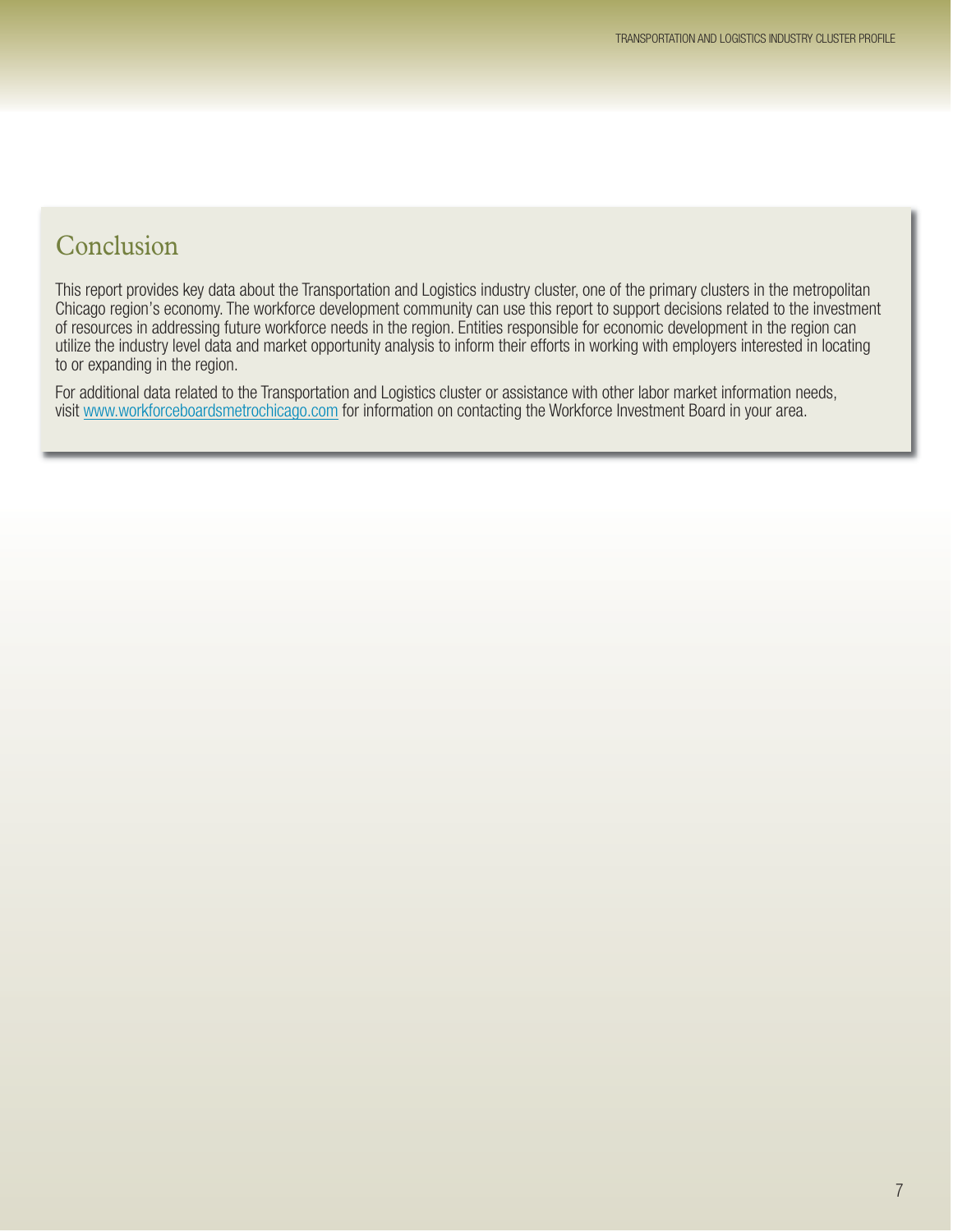## Conclusion

This report provides key data about the Transportation and Logistics industry cluster, one of the primary clusters in the metropolitan Chicago region's economy. The workforce development community can use this report to support decisions related to the investment of resources in addressing future workforce needs in the region. Entities responsible for economic development in the region can utilize the industry level data and market opportunity analysis to inform their efforts in working with employers interested in locating to or expanding in the region.

For additional data related to the Transportation and Logistics cluster or assistance with other labor market information needs, visit [www.workforceboardsmetrochicago.com](http://www.workforceboardsmetrochicago.com) for information on contacting the Workforce Investment Board in your area.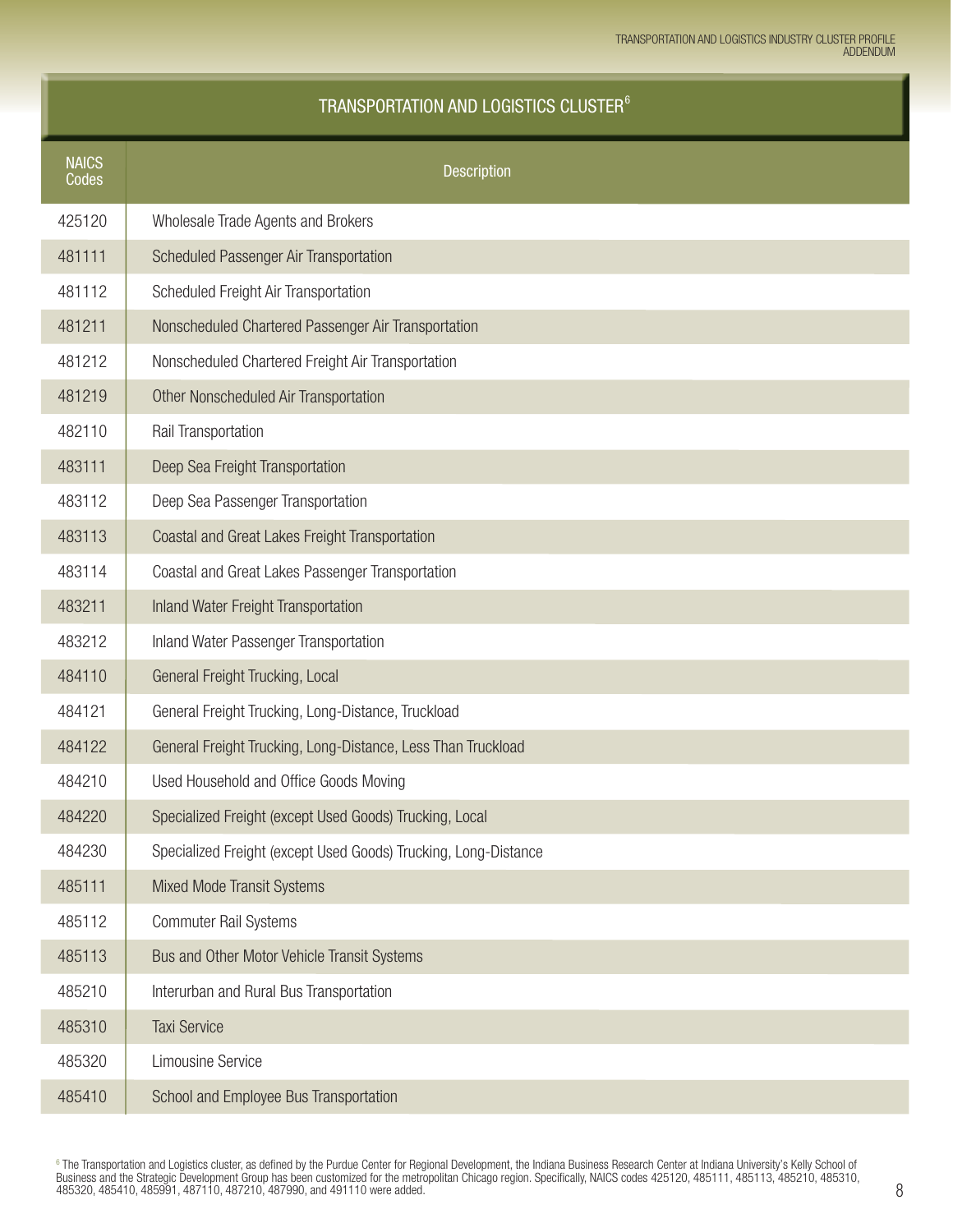## TRANSPORTATION AND LOGISTICS CLUSTER[6]

| NAICS Codes | Description |
| --- | --- |
| 425120 | Wholesale Trade Agents and Brokers |
| 481111 | Scheduled Passenger Air Transportation |
| 481112 | Scheduled Freight Air Transportation |
| 481211 | Nonscheduled Chartered Passenger Air Transportation |
| 481212 | Nonscheduled Chartered Freight Air Transportation |
| 481219 | Other Nonscheduled Air Transportation |
| 482110 | Rail Transportation |
| 483111 | Deep Sea Freight Transportation |
| 483112 | Deep Sea Passenger Transportation |
| 483113 | Coastal and Great Lakes Freight Transportation |
| 483114 | Coastal and Great Lakes Passenger Transportation |
| 483211 | Inland Water Freight Transportation |
| 483212 | Inland Water Passenger Transportation |
| 484110 | General Freight Trucking, Local |
| 484121 | General Freight Trucking, Long-Distance, Truckload |
| 484122 | General Freight Trucking, Long-Distance, Less Than Truckload |
| 484210 | Used Household and Office Goods Moving |
| 484220 | Specialized Freight (except Used Goods) Trucking, Local |
| 484230 | Specialized Freight (except Used Goods) Trucking, Long-Distance |
| 485111 | Mixed Mode Transit Systems |
| 485112 | Commuter Rail Systems |
| 485113 | Bus and Other Motor Vehicle Transit Systems |
| 485210 | Interurban and Rural Bus Transportation |
| 485310 | Taxi Service |
| 485320 | Limousine Service |
| 485410 | School and Employee Bus Transportation |

[6] The Transportation and Logistics cluster, as defined by the Purdue Center for Regional Development, the Indiana Business Research Center at Indiana University's Kelly School of Business and the Strategic Development Group has been customized for the metropolitan Chicago region. Specifically, NAICS codes 425120, 485111, 485113, 485210, 485310, 485320, 485410, 485991, 487110, 487210, 487990, and 491110 were added.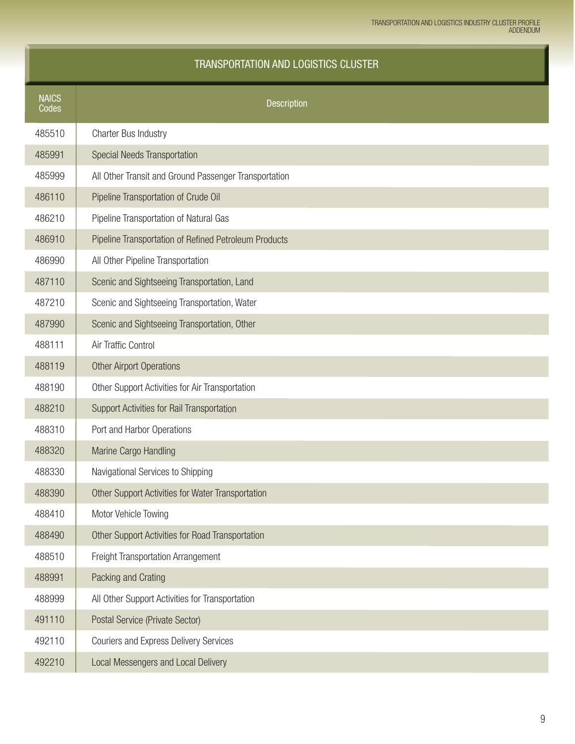| TRANSPORTATION AND LOGISTICS CLUSTER | |
|---|---|
| NAICS Codes | Description |
| 485510 | Charter Bus Industry |
| 485991 | Special Needs Transportation |
| 485999 | All Other Transit and Ground Passenger Transportation |
| 486110 | Pipeline Transportation of Crude Oil |
| 486210 | Pipeline Transportation of Natural Gas |
| 486910 | Pipeline Transportation of Refined Petroleum Products |
| 486990 | All Other Pipeline Transportation |
| 487110 | Scenic and Sightseeing Transportation, Land |
| 487210 | Scenic and Sightseeing Transportation, Water |
| 487990 | Scenic and Sightseeing Transportation, Other |
| 488111 | Air Traffic Control |
| 488119 | Other Airport Operations |
| 488190 | Other Support Activities for Air Transportation |
| 488210 | Support Activities for Rail Transportation |
| 488310 | Port and Harbor Operations |
| 488320 | Marine Cargo Handling |
| 488330 | Navigational Services to Shipping |
| 488390 | Other Support Activities for Water Transportation |
| 488410 | Motor Vehicle Towing |
| 488490 | Other Support Activities for Road Transportation |
| 488510 | Freight Transportation Arrangement |
| 488991 | Packing and Crating |
| 488999 | All Other Support Activities for Transportation |
| 491110 | Postal Service (Private Sector) |
| 492110 | Couriers and Express Delivery Services |
| 492210 | Local Messengers and Local Delivery |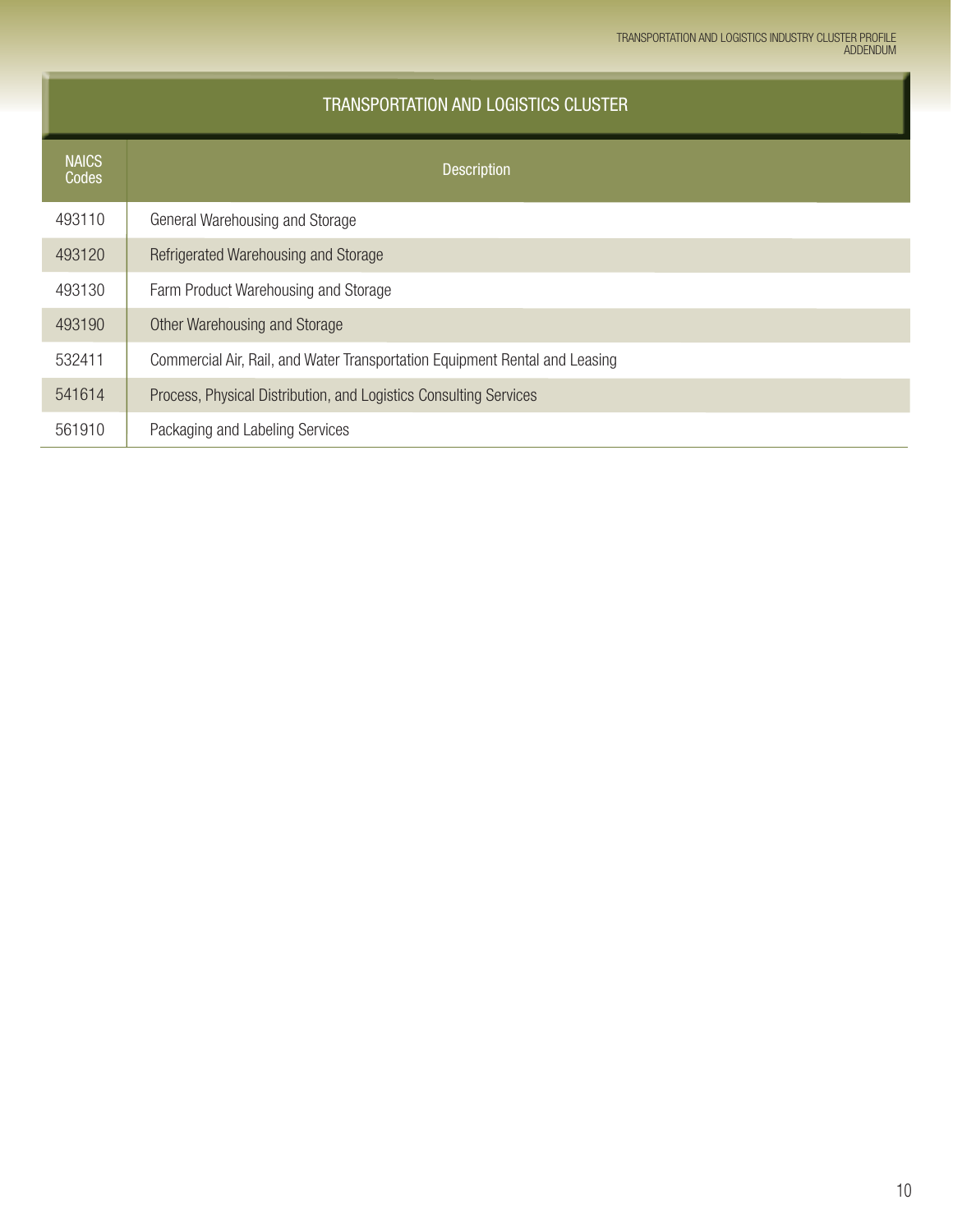## TRANSPORTATION AND LOGISTICS CLUSTER

| NAICS Codes | Description |
|---|---|
| 493110 | General Warehousing and Storage |
| 493120 | Refrigerated Warehousing and Storage |
| 493130 | Farm Product Warehousing and Storage |
| 493190 | Other Warehousing and Storage |
| 532411 | Commercial Air, Rail, and Water Transportation Equipment Rental and Leasing |
| 541614 | Process, Physical Distribution, and Logistics Consulting Services |
| 561910 | Packaging and Labeling Services |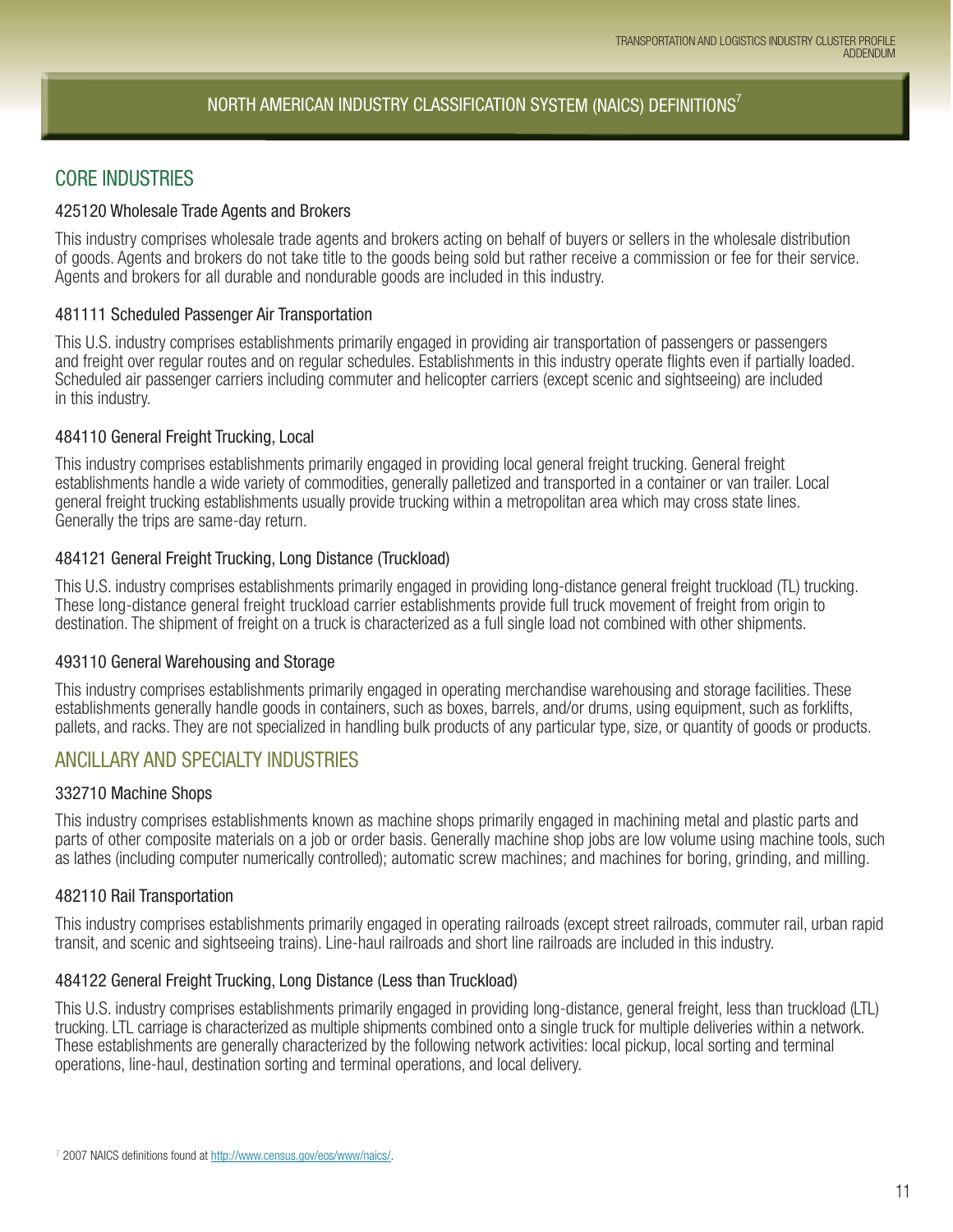# NORTH AMERICAN INDUSTRY CLASSIFICATION SYSTEM (NAICS) DEFINITIONS[7]

## CORE INDUSTRIES

### 425120 Wholesale Trade Agents and Brokers

This industry comprises wholesale trade agents and brokers acting on behalf of buyers or sellers in the wholesale distribution of goods. Agents and brokers do not take title to the goods being sold but rather receive a commission or fee for their service. Agents and brokers for all durable and nondurable goods are included in this industry.

### 481111 Scheduled Passenger Air Transportation

This U.S. industry comprises establishments primarily engaged in providing air transportation of passengers or passengers and freight over regular routes and on regular schedules. Establishments in this industry operate flights even if partially loaded. Scheduled air passenger carriers including commuter and helicopter carriers (except scenic and sightseeing) are included in this industry.

### 484110 General Freight Trucking, Local

This industry comprises establishments primarily engaged in providing local general freight trucking. General freight establishments handle a wide variety of commodities, generally palletized and transported in a container or van trailer. Local general freight trucking establishments usually provide trucking within a metropolitan area which may cross state lines. Generally the trips are same-day return.

### 484121 General Freight Trucking, Long Distance (Truckload)

This U.S. industry comprises establishments primarily engaged in providing long-distance general freight truckload (TL) trucking. These long-distance general freight truckload carrier establishments provide full truck movement of freight from origin to destination. The shipment of freight on a truck is characterized as a full single load not combined with other shipments.

### 493110 General Warehousing and Storage

This industry comprises establishments primarily engaged in operating merchandise warehousing and storage facilities. These establishments generally handle goods in containers, such as boxes, barrels, and/or drums, using equipment, such as forklifts, pallets, and racks. They are not specialized in handling bulk products of any particular type, size, or quantity of goods or products.

## ANCILLARY AND SPECIALTY INDUSTRIES

### 332710 Machine Shops

This industry comprises establishments known as machine shops primarily engaged in machining metal and plastic parts and parts of other composite materials on a job or order basis. Generally machine shop jobs are low volume using machine tools, such as lathes (including computer numerically controlled); automatic screw machines; and machines for boring, grinding, and milling.

### 482110 Rail Transportation

This industry comprises establishments primarily engaged in operating railroads (except street railroads, commuter rail, urban rapid transit, and scenic and sightseeing trains). Line-haul railroads and short line railroads are included in this industry.

### 484122 General Freight Trucking, Long Distance (Less than Truckload)

This U.S. industry comprises establishments primarily engaged in providing long-distance, general freight, less than truckload (LTL) trucking. LTL carriage is characterized as multiple shipments combined onto a single truck for multiple deliveries within a network. These establishments are generally characterized by the following network activities: local pickup, local sorting and terminal operations, line-haul, destination sorting and terminal operations, and local delivery.

[7] 2007 NAICS definitions found at http://www.census.gov/eos/www/naics/.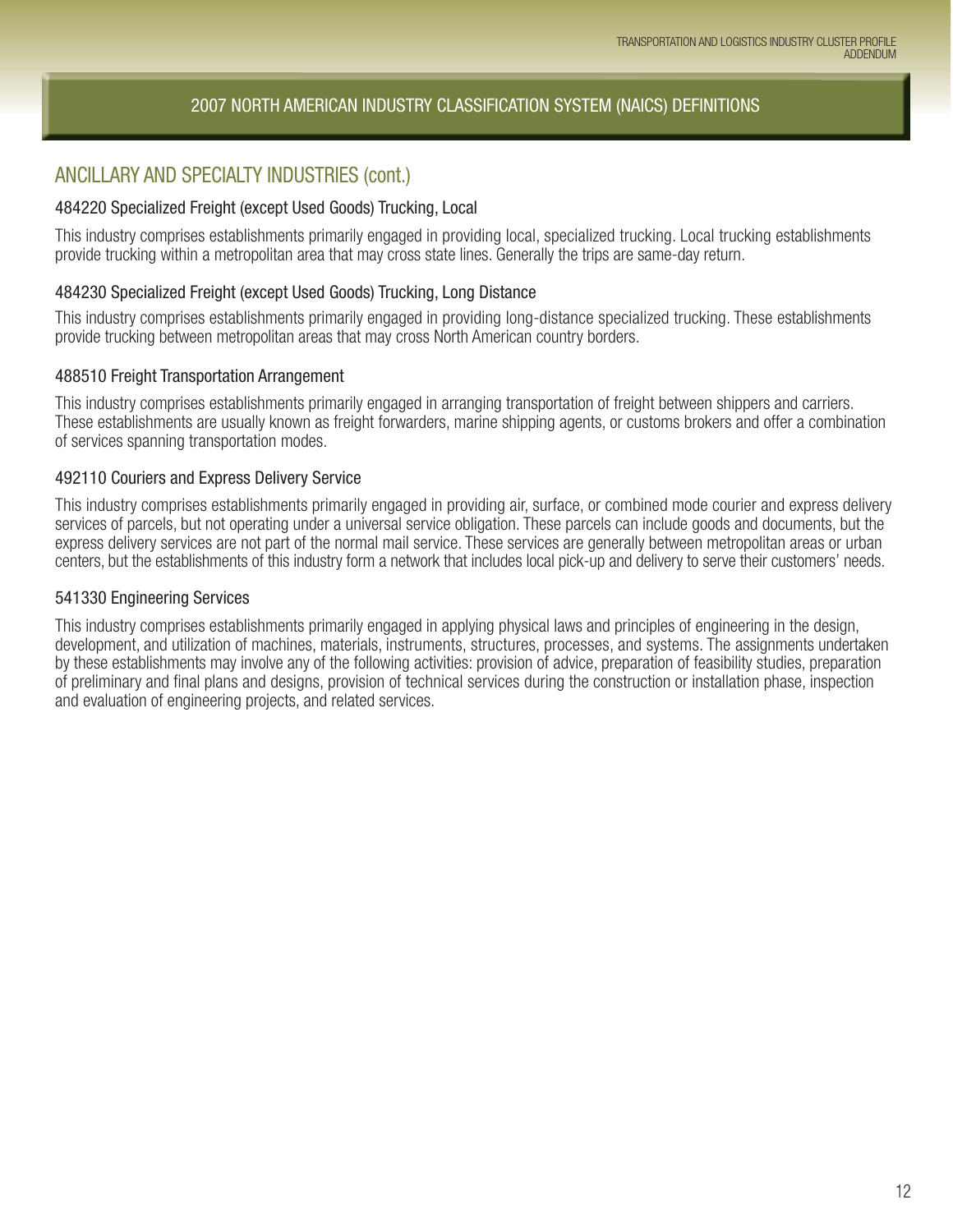## 2007 NORTH AMERICAN INDUSTRY CLASSIFICATION SYSTEM (NAICS) DEFINITIONS

## ANCILLARY AND SPECIALTY INDUSTRIES (cont.)

### 484220 Specialized Freight (except Used Goods) Trucking, Local

This industry comprises establishments primarily engaged in providing local, specialized trucking. Local trucking establishments provide trucking within a metropolitan area that may cross state lines. Generally the trips are same-day return.

### 484230 Specialized Freight (except Used Goods) Trucking, Long Distance

This industry comprises establishments primarily engaged in providing long-distance specialized trucking. These establishments provide trucking between metropolitan areas that may cross North American country borders.

### 488510 Freight Transportation Arrangement

This industry comprises establishments primarily engaged in arranging transportation of freight between shippers and carriers. These establishments are usually known as freight forwarders, marine shipping agents, or customs brokers and offer a combination of services spanning transportation modes.

### 492110 Couriers and Express Delivery Service

This industry comprises establishments primarily engaged in providing air, surface, or combined mode courier and express delivery services of parcels, but not operating under a universal service obligation. These parcels can include goods and documents, but the express delivery services are not part of the normal mail service. These services are generally between metropolitan areas or urban centers, but the establishments of this industry form a network that includes local pick-up and delivery to serve their customers' needs.

### 541330 Engineering Services

This industry comprises establishments primarily engaged in applying physical laws and principles of engineering in the design, development, and utilization of machines, materials, instruments, structures, processes, and systems. The assignments undertaken by these establishments may involve any of the following activities: provision of advice, preparation of feasibility studies, preparation of preliminary and final plans and designs, provision of technical services during the construction or installation phase, inspection and evaluation of engineering projects, and related services.